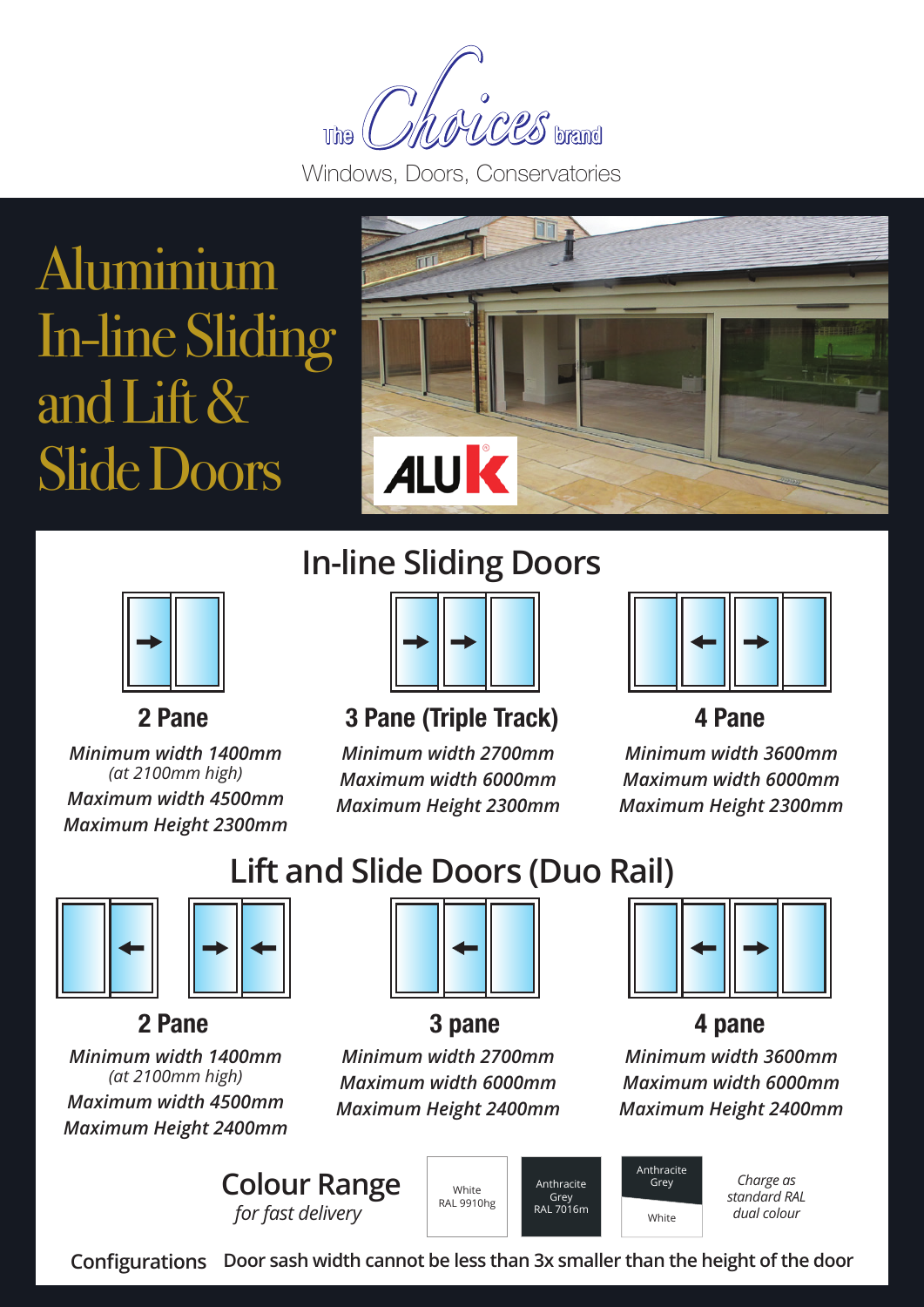The Choices brand

Windows, Doors, Conservatories

# Aluminium In-line Sliding and Lift & Slide Doors

ALUK

## In-line Sliding Doors

### 2 Pane

*Minimum width 1400mm*
*(at 2100mm high)*
*Maximum width 4500mm*
*Maximum Height 2300mm*

### 3 Pane (Triple Track)

*Minimum width 2700mm*
*Maximum width 6000mm*
*Maximum Height 2300mm*

### 4 Pane

*Minimum width 3600mm*
*Maximum width 6000mm*
*Maximum Height 2300mm*

## Lift and Slide Doors (Duo Rail)

### 2 Pane

*Minimum width 1400mm*
*(at 2100mm high)*
*Maximum width 4500mm*
*Maximum Height 2400mm*

### 3 pane

*Minimum width 2700mm*
*Maximum width 6000mm*
*Maximum Height 2400mm*

### 4 pane

*Minimum width 3600mm*
*Maximum width 6000mm*
*Maximum Height 2400mm*

## Colour Range

*for fast delivery*

- White RAL 9910hg
- Anthracite Grey RAL 7016m
- Anthracite Grey / White

*Charge as standard RAL dual colour*

**Configurations** Door sash width cannot be less than 3x smaller than the height of the door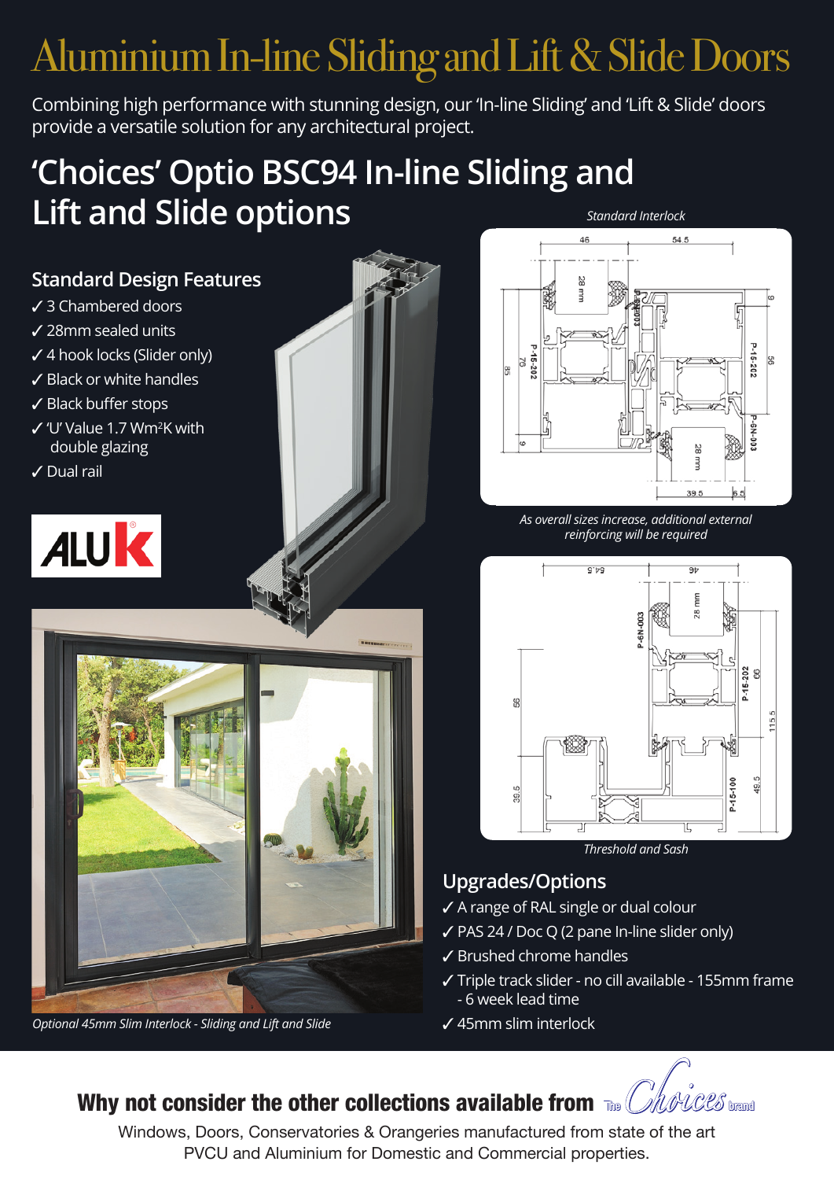# Aluminium In-line Sliding and Lift & Slide Doors

Combining high performance with stunning design, our 'In-line Sliding' and 'Lift & Slide' doors provide a versatile solution for any architectural project.

## 'Choices' Optio BSC94 In-line Sliding and Lift and Slide options

### Standard Design Features

- ✓ 3 Chambered doors
- ✓ 28mm sealed units
- ✓ 4 hook locks (Slider only)
- ✓ Black or white handles
- ✓ Black buffer stops
- ✓ 'U' Value 1.7 $Wm^2K$ with double glazing
- ✓ Dual rail

ALUK

*Standard Interlock*

46
54.5
28 mm
P-6N-003
P-16-202
76
85
9
6
56
P-16-202
P-6N-003
28 mm
39.5
6.5

*As overall sizes increase, additional external reinforcing will be required*

64.5
46
28 mm
P-6N-003
56
39.5
P-16-202
66
115.5
P-15-100
49.5

*Threshold and Sash*

*Optional 45mm Slim Interlock - Sliding and Lift and Slide*

### Upgrades/Options

- ✓ A range of RAL single or dual colour
- ✓ PAS 24 / Doc Q (2 pane In-line slider only)
- ✓ Brushed chrome handles
- ✓ Triple track slider - no cill available - 155mm frame - 6 week lead time
- ✓ 45mm slim interlock

**Why not consider the other collections available from The Choices brand**

Windows, Doors, Conservatories & Orangeries manufactured from state of the art PVCU and Aluminium for Domestic and Commercial properties.